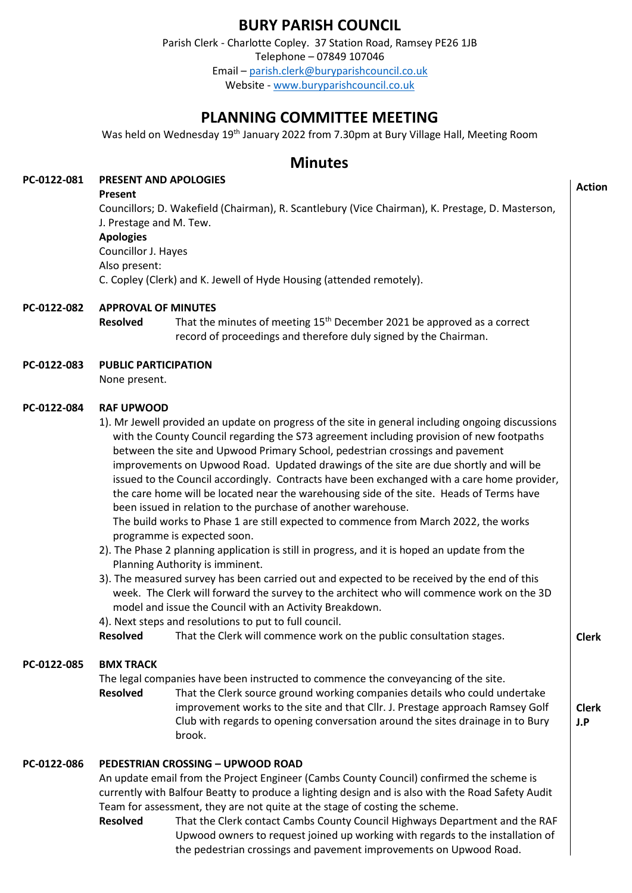# BURY PARISH COUNCIL

Parish Clerk - Charlotte Copley. 37 Station Road, Ramsey PE26 1JB
Telephone – 07849 107046
Email – parish.clerk@buryparishcouncil.co.uk
Website - www.buryparishcouncil.co.uk

## PLANNING COMMITTEE MEETING

Was held on Wednesday 19th January 2022 from 7.30pm at Bury Village Hall, Meeting Room

## Minutes

| | | Action |
|---|---|---|
| **PC-0122-081** | **PRESENT AND APOLOGIES**<br>**Present**<br>Councillors; D. Wakefield (Chairman), R. Scantlebury (Vice Chairman), K. Prestage, D. Masterson, J. Prestage and M. Tew.<br>**Apologies**<br>Councillor J. Hayes<br>Also present:<br>C. Copley (Clerk) and K. Jewell of Hyde Housing (attended remotely). | |
| **PC-0122-082** | **APPROVAL OF MINUTES**<br>**Resolved** That the minutes of meeting 15th December 2021 be approved as a correct record of proceedings and therefore duly signed by the Chairman. | |
| **PC-0122-083** | **PUBLIC PARTICIPATION**<br>None present. | |
| **PC-0122-084** | **RAF UPWOOD**<br>1). Mr Jewell provided an update on progress of the site in general including ongoing discussions with the County Council regarding the S73 agreement including provision of new footpaths between the site and Upwood Primary School, pedestrian crossings and pavement improvements on Upwood Road. Updated drawings of the site are due shortly and will be issued to the Council accordingly. Contracts have been exchanged with a care home provider, the care home will be located near the warehousing side of the site. Heads of Terms have been issued in relation to the purchase of another warehouse.<br>The build works to Phase 1 are still expected to commence from March 2022, the works programme is expected soon.<br>2). The Phase 2 planning application is still in progress, and it is hoped an update from the Planning Authority is imminent.<br>3). The measured survey has been carried out and expected to be received by the end of this week. The Clerk will forward the survey to the architect who will commence work on the 3D model and issue the Council with an Activity Breakdown.<br>4). Next steps and resolutions to put to full council.<br>**Resolved** That the Clerk will commence work on the public consultation stages. | **Clerk** |
| **PC-0122-085** | **BMX TRACK**<br>The legal companies have been instructed to commence the conveyancing of the site.<br>**Resolved** That the Clerk source ground working companies details who could undertake improvement works to the site and that Cllr. J. Prestage approach Ramsey Golf Club with regards to opening conversation around the sites drainage in to Bury brook. | **Clerk**<br>**J.P** |
| **PC-0122-086** | **PEDESTRIAN CROSSING – UPWOOD ROAD**<br>An update email from the Project Engineer (Cambs County Council) confirmed the scheme is currently with Balfour Beatty to produce a lighting design and is also with the Road Safety Audit Team for assessment, they are not quite at the stage of costing the scheme.<br>**Resolved** That the Clerk contact Cambs County Council Highways Department and the RAF Upwood owners to request joined up working with regards to the installation of the pedestrian crossings and pavement improvements on Upwood Road. | |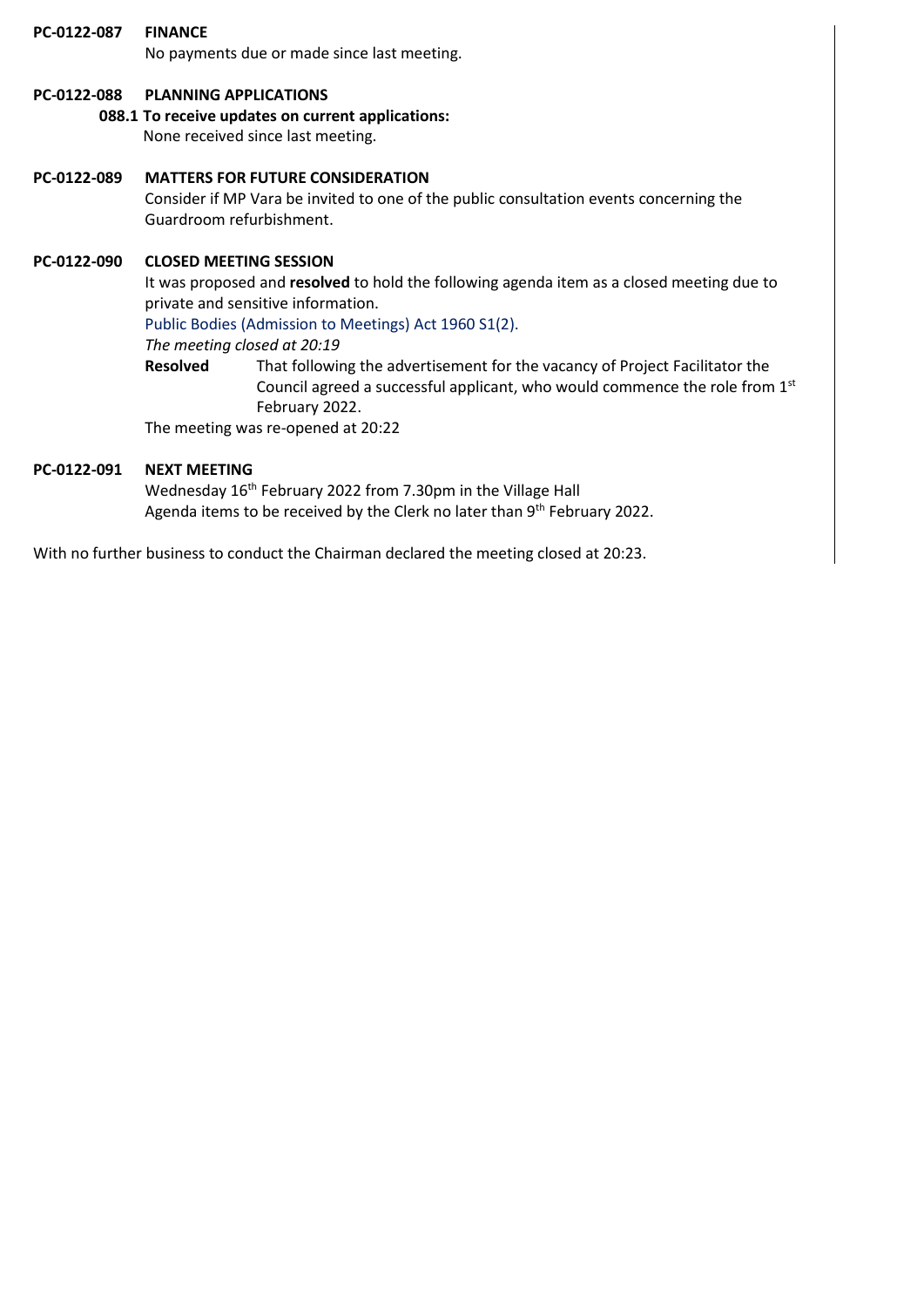**PC-0122-087 FINANCE**

No payments due or made since last meeting.

**PC-0122-088 PLANNING APPLICATIONS**

**088.1 To receive updates on current applications:**

None received since last meeting.

**PC-0122-089 MATTERS FOR FUTURE CONSIDERATION**

Consider if MP Vara be invited to one of the public consultation events concerning the Guardroom refurbishment.

**PC-0122-090 CLOSED MEETING SESSION**

It was proposed and **resolved** to hold the following agenda item as a closed meeting due to private and sensitive information.

Public Bodies (Admission to Meetings) Act 1960 S1(2).

*The meeting closed at 20:19*

**Resolved** That following the advertisement for the vacancy of Project Facilitator the Council agreed a successful applicant, who would commence the role from 1st February 2022.

The meeting was re-opened at 20:22

**PC-0122-091 NEXT MEETING**

Wednesday 16th February 2022 from 7.30pm in the Village Hall

Agenda items to be received by the Clerk no later than 9th February 2022.

With no further business to conduct the Chairman declared the meeting closed at 20:23.